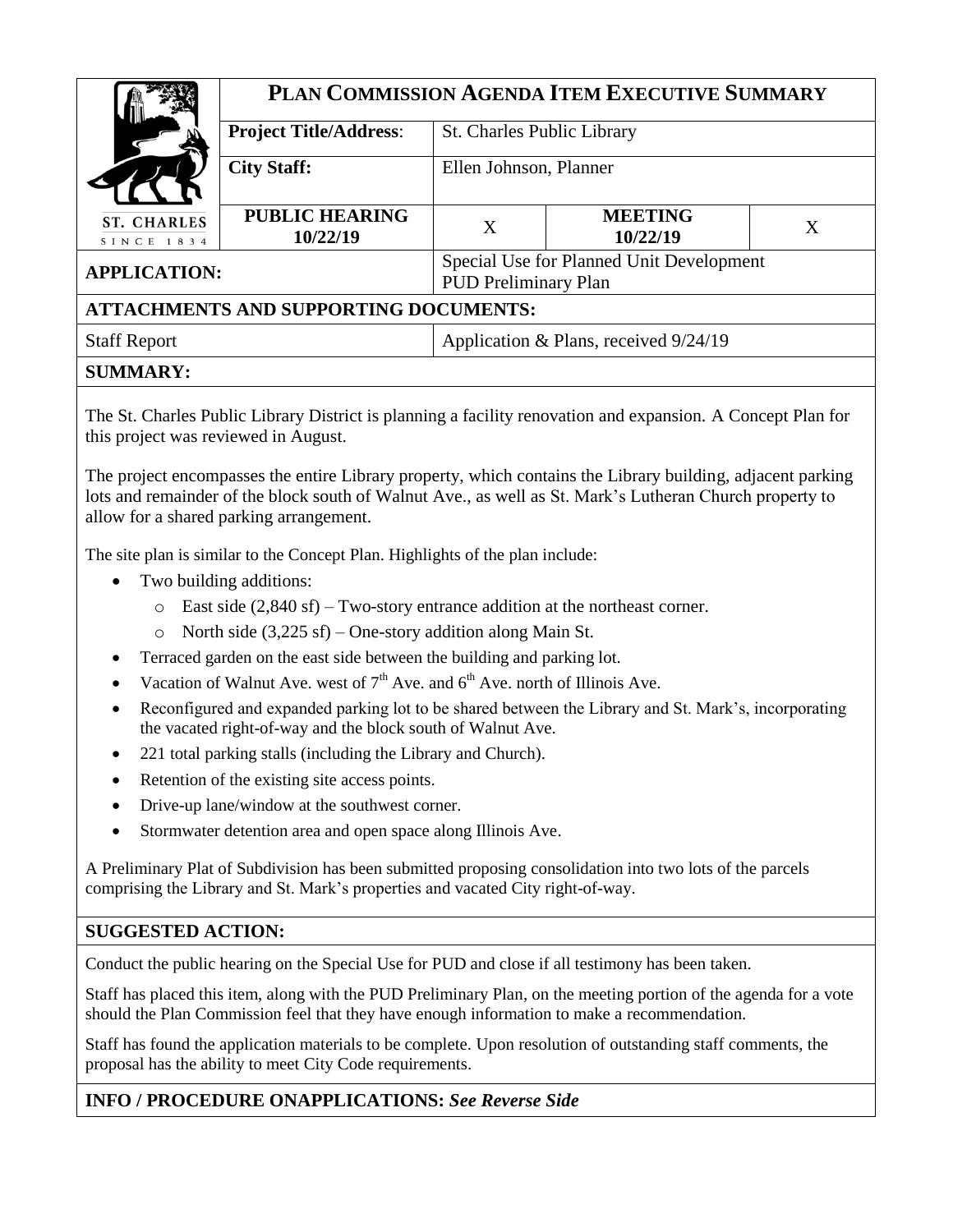# PLAN COMMISSION AGENDA ITEM EXECUTIVE SUMMARY

| ST. CHARLES SINCE 1834 | | | | |
|---|---|---|---|---|
| **Project Title/Address**: | St. Charles Public Library | | | |
| **City Staff:** | Ellen Johnson, Planner | | | |
| **PUBLIC HEARING 10/22/19** | X | **MEETING 10/22/19** | X | |
| **APPLICATION:** | Special Use for Planned Unit Development PUD Preliminary Plan | | | |

## ATTACHMENTS AND SUPPORTING DOCUMENTS:

| | |
|---|---|
| Staff Report | Application & Plans, received 9/24/19 |

## SUMMARY:

The St. Charles Public Library District is planning a facility renovation and expansion. A Concept Plan for this project was reviewed in August.

The project encompasses the entire Library property, which contains the Library building, adjacent parking lots and remainder of the block south of Walnut Ave., as well as St. Mark's Lutheran Church property to allow for a shared parking arrangement.

The site plan is similar to the Concept Plan. Highlights of the plan include:

- Two building additions:
  - East side (2,840 sf) – Two-story entrance addition at the northeast corner.
  - North side (3,225 sf) – One-story addition along Main St.
- Terraced garden on the east side between the building and parking lot.
- Vacation of Walnut Ave. west of 7th Ave. and 6th Ave. north of Illinois Ave.
- Reconfigured and expanded parking lot to be shared between the Library and St. Mark's, incorporating the vacated right-of-way and the block south of Walnut Ave.
- 221 total parking stalls (including the Library and Church).
- Retention of the existing site access points.
- Drive-up lane/window at the southwest corner.
- Stormwater detention area and open space along Illinois Ave.

A Preliminary Plat of Subdivision has been submitted proposing consolidation into two lots of the parcels comprising the Library and St. Mark's properties and vacated City right-of-way.

## SUGGESTED ACTION:

Conduct the public hearing on the Special Use for PUD and close if all testimony has been taken.

Staff has placed this item, along with the PUD Preliminary Plan, on the meeting portion of the agenda for a vote should the Plan Commission feel that they have enough information to make a recommendation.

Staff has found the application materials to be complete. Upon resolution of outstanding staff comments, the proposal has the ability to meet City Code requirements.

## INFO / PROCEDURE ONAPPLICATIONS: *See Reverse Side*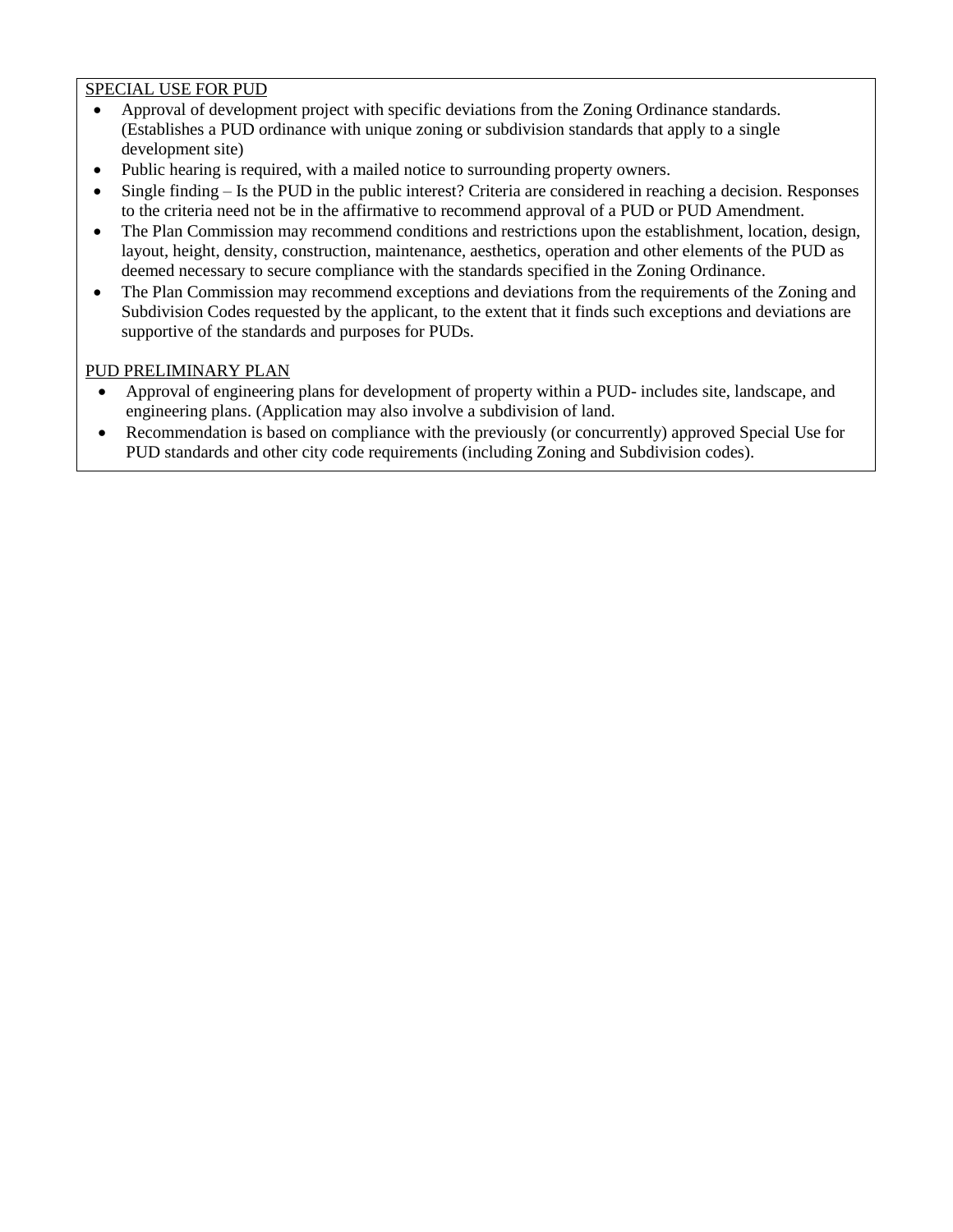SPECIAL USE FOR PUD

- Approval of development project with specific deviations from the Zoning Ordinance standards. (Establishes a PUD ordinance with unique zoning or subdivision standards that apply to a single development site)
- Public hearing is required, with a mailed notice to surrounding property owners.
- Single finding – Is the PUD in the public interest? Criteria are considered in reaching a decision. Responses to the criteria need not be in the affirmative to recommend approval of a PUD or PUD Amendment.
- The Plan Commission may recommend conditions and restrictions upon the establishment, location, design, layout, height, density, construction, maintenance, aesthetics, operation and other elements of the PUD as deemed necessary to secure compliance with the standards specified in the Zoning Ordinance.
- The Plan Commission may recommend exceptions and deviations from the requirements of the Zoning and Subdivision Codes requested by the applicant, to the extent that it finds such exceptions and deviations are supportive of the standards and purposes for PUDs.

PUD PRELIMINARY PLAN

- Approval of engineering plans for development of property within a PUD- includes site, landscape, and engineering plans. (Application may also involve a subdivision of land.
- Recommendation is based on compliance with the previously (or concurrently) approved Special Use for PUD standards and other city code requirements (including Zoning and Subdivision codes).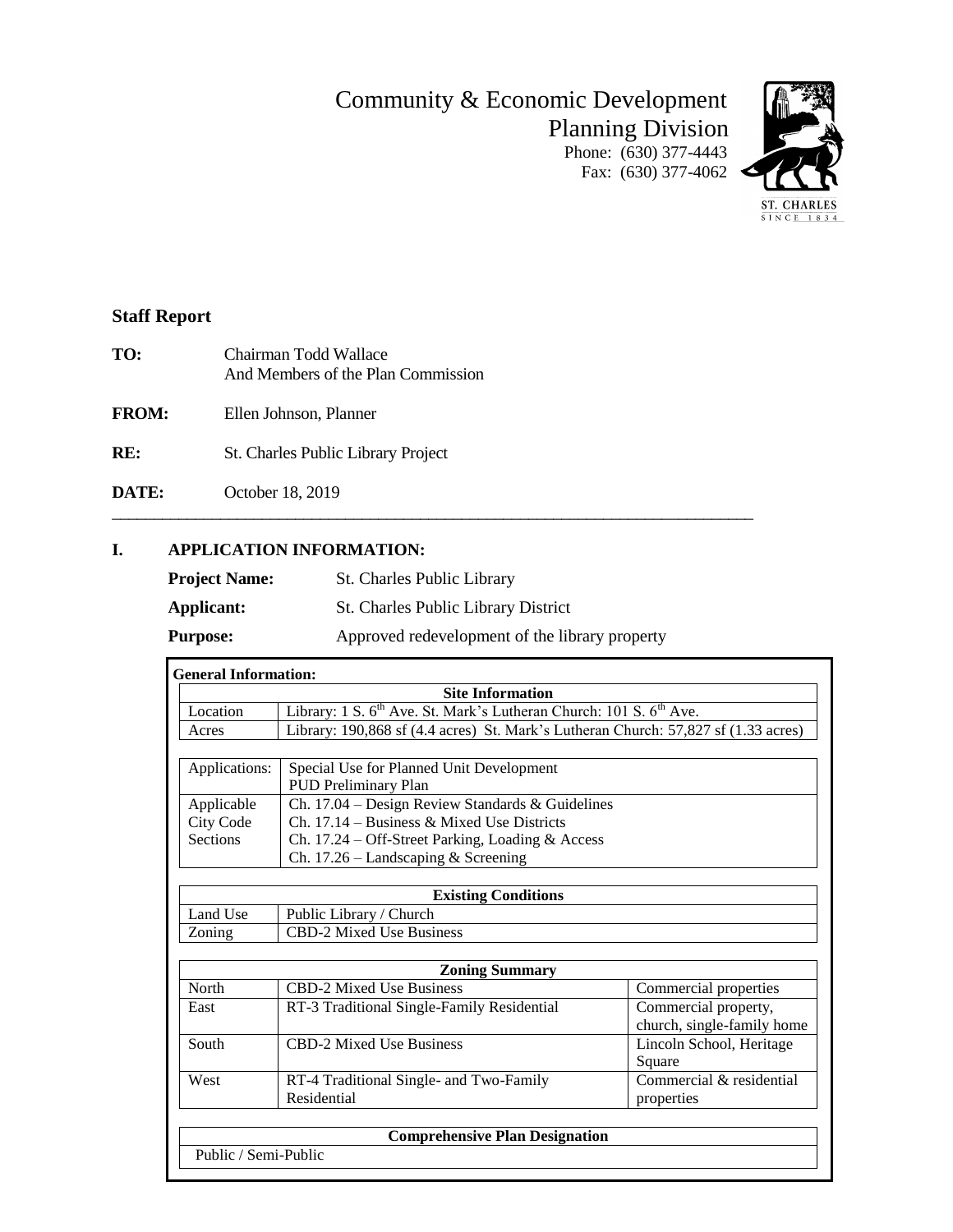Community & Economic Development
Planning Division
Phone: (630) 377-4443
Fax: (630) 377-4062

## Staff Report

**TO:** Chairman Todd Wallace
And Members of the Plan Commission

**FROM:** Ellen Johnson, Planner

**RE:** St. Charles Public Library Project

**DATE:** October 18, 2019

---

## I. APPLICATION INFORMATION:

**Project Name:** St. Charles Public Library

**Applicant:** St. Charles Public Library District

**Purpose:** Approved redevelopment of the library property

**General Information:**

| Site Information | |
|---|---|
| Location | Library: 1 S. 6th Ave. St. Mark's Lutheran Church: 101 S. 6th Ave. |
| Acres | Library: 190,868 sf (4.4 acres) St. Mark's Lutheran Church: 57,827 sf (1.33 acres) |

| | |
|---|---|
| Applications: | Special Use for Planned Unit Development<br>PUD Preliminary Plan |
| Applicable City Code Sections | Ch. 17.04 – Design Review Standards & Guidelines<br>Ch. 17.14 – Business & Mixed Use Districts<br>Ch. 17.24 – Off-Street Parking, Loading & Access<br>Ch. 17.26 – Landscaping & Screening |

| Existing Conditions | |
|---|---|
| Land Use | Public Library / Church |
| Zoning | CBD-2 Mixed Use Business |

| Zoning Summary | | |
|---|---|---|
| North | CBD-2 Mixed Use Business | Commercial properties |
| East | RT-3 Traditional Single-Family Residential | Commercial property, church, single-family home |
| South | CBD-2 Mixed Use Business | Lincoln School, Heritage Square |
| West | RT-4 Traditional Single- and Two-Family Residential | Commercial & residential properties |

| Comprehensive Plan Designation |
|---|
| Public / Semi-Public |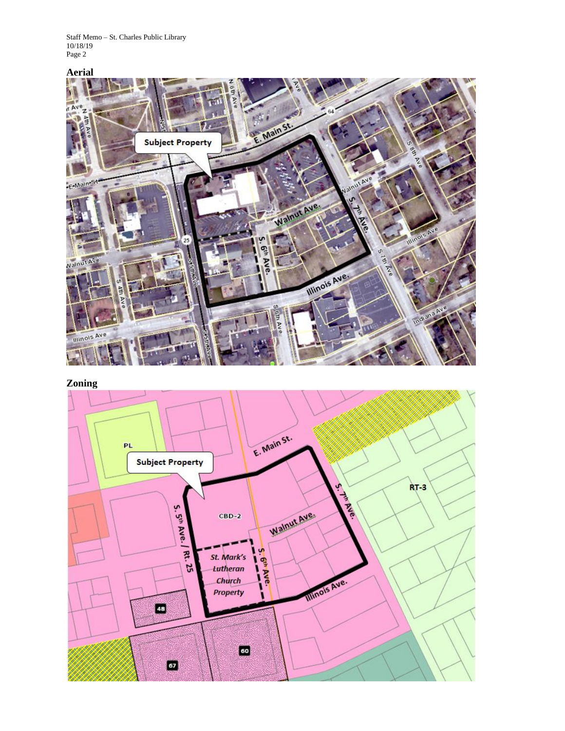## Aerial

## Zoning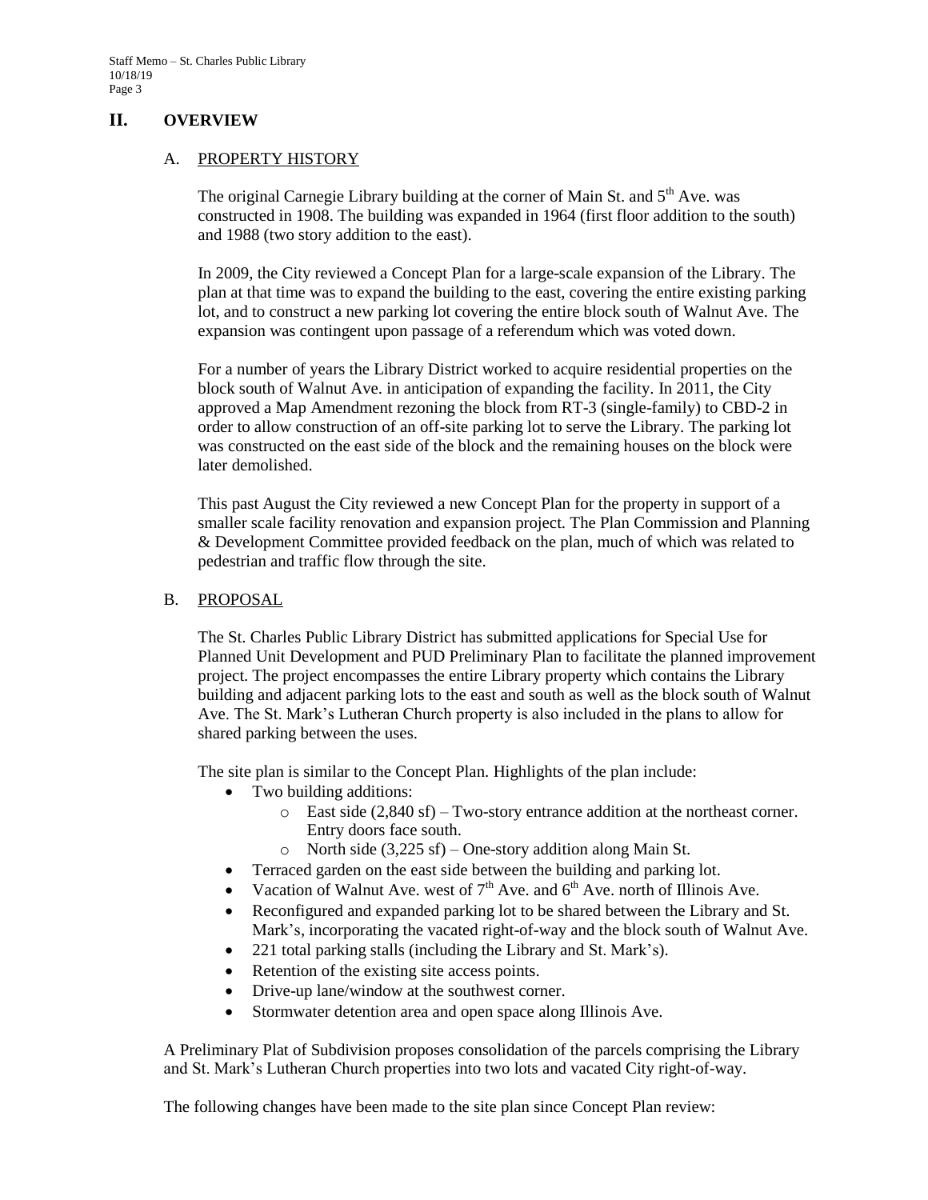## II. OVERVIEW

### A. PROPERTY HISTORY

The original Carnegie Library building at the corner of Main St. and 5th Ave. was constructed in 1908. The building was expanded in 1964 (first floor addition to the south) and 1988 (two story addition to the east).

In 2009, the City reviewed a Concept Plan for a large-scale expansion of the Library. The plan at that time was to expand the building to the east, covering the entire existing parking lot, and to construct a new parking lot covering the entire block south of Walnut Ave. The expansion was contingent upon passage of a referendum which was voted down.

For a number of years the Library District worked to acquire residential properties on the block south of Walnut Ave. in anticipation of expanding the facility. In 2011, the City approved a Map Amendment rezoning the block from RT-3 (single-family) to CBD-2 in order to allow construction of an off-site parking lot to serve the Library. The parking lot was constructed on the east side of the block and the remaining houses on the block were later demolished.

This past August the City reviewed a new Concept Plan for the property in support of a smaller scale facility renovation and expansion project. The Plan Commission and Planning & Development Committee provided feedback on the plan, much of which was related to pedestrian and traffic flow through the site.

### B. PROPOSAL

The St. Charles Public Library District has submitted applications for Special Use for Planned Unit Development and PUD Preliminary Plan to facilitate the planned improvement project. The project encompasses the entire Library property which contains the Library building and adjacent parking lots to the east and south as well as the block south of Walnut Ave. The St. Mark's Lutheran Church property is also included in the plans to allow for shared parking between the uses.

The site plan is similar to the Concept Plan. Highlights of the plan include:

- Two building additions:
  - East side (2,840 sf) – Two-story entrance addition at the northeast corner. Entry doors face south.
  - North side (3,225 sf) – One-story addition along Main St.
- Terraced garden on the east side between the building and parking lot.
- Vacation of Walnut Ave. west of 7th Ave. and 6th Ave. north of Illinois Ave.
- Reconfigured and expanded parking lot to be shared between the Library and St. Mark's, incorporating the vacated right-of-way and the block south of Walnut Ave.
- 221 total parking stalls (including the Library and St. Mark's).
- Retention of the existing site access points.
- Drive-up lane/window at the southwest corner.
- Stormwater detention area and open space along Illinois Ave.

A Preliminary Plat of Subdivision proposes consolidation of the parcels comprising the Library and St. Mark's Lutheran Church properties into two lots and vacated City right-of-way.

The following changes have been made to the site plan since Concept Plan review: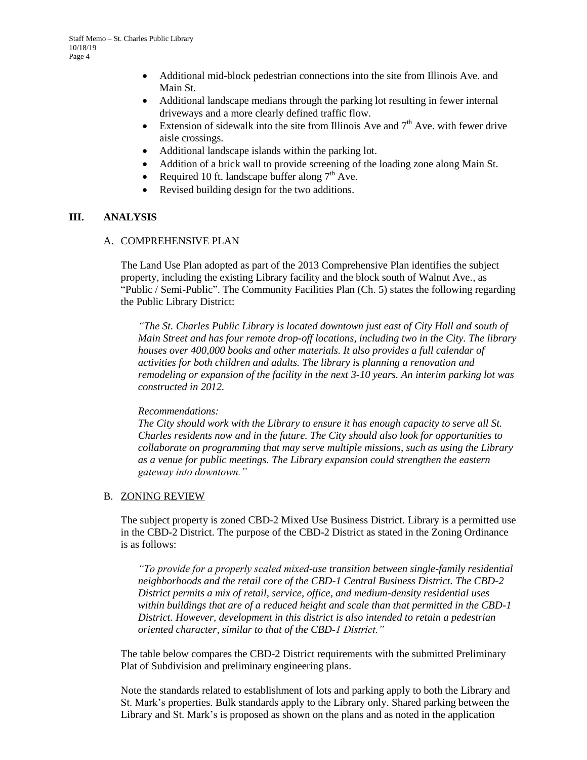- Additional mid-block pedestrian connections into the site from Illinois Ave. and Main St.
- Additional landscape medians through the parking lot resulting in fewer internal driveways and a more clearly defined traffic flow.
- Extension of sidewalk into the site from Illinois Ave and 7th Ave. with fewer drive aisle crossings.
- Additional landscape islands within the parking lot.
- Addition of a brick wall to provide screening of the loading zone along Main St.
- Required 10 ft. landscape buffer along 7th Ave.
- Revised building design for the two additions.

## III. ANALYSIS

### A. COMPREHENSIVE PLAN

The Land Use Plan adopted as part of the 2013 Comprehensive Plan identifies the subject property, including the existing Library facility and the block south of Walnut Ave., as "Public / Semi-Public". The Community Facilities Plan (Ch. 5) states the following regarding the Public Library District:

*"The St. Charles Public Library is located downtown just east of City Hall and south of Main Street and has four remote drop-off locations, including two in the City. The library houses over 400,000 books and other materials. It also provides a full calendar of activities for both children and adults. The library is planning a renovation and remodeling or expansion of the facility in the next 3-10 years. An interim parking lot was constructed in 2012.*

*Recommendations:*
*The City should work with the Library to ensure it has enough capacity to serve all St. Charles residents now and in the future. The City should also look for opportunities to collaborate on programming that may serve multiple missions, such as using the Library as a venue for public meetings. The Library expansion could strengthen the eastern gateway into downtown."*

### B. ZONING REVIEW

The subject property is zoned CBD-2 Mixed Use Business District. Library is a permitted use in the CBD-2 District. The purpose of the CBD-2 District as stated in the Zoning Ordinance is as follows:

*"To provide for a properly scaled mixed-use transition between single-family residential neighborhoods and the retail core of the CBD-1 Central Business District. The CBD-2 District permits a mix of retail, service, office, and medium-density residential uses within buildings that are of a reduced height and scale than that permitted in the CBD-1 District. However, development in this district is also intended to retain a pedestrian oriented character, similar to that of the CBD-1 District."*

The table below compares the CBD-2 District requirements with the submitted Preliminary Plat of Subdivision and preliminary engineering plans.

Note the standards related to establishment of lots and parking apply to both the Library and St. Mark's properties. Bulk standards apply to the Library only. Shared parking between the Library and St. Mark's is proposed as shown on the plans and as noted in the application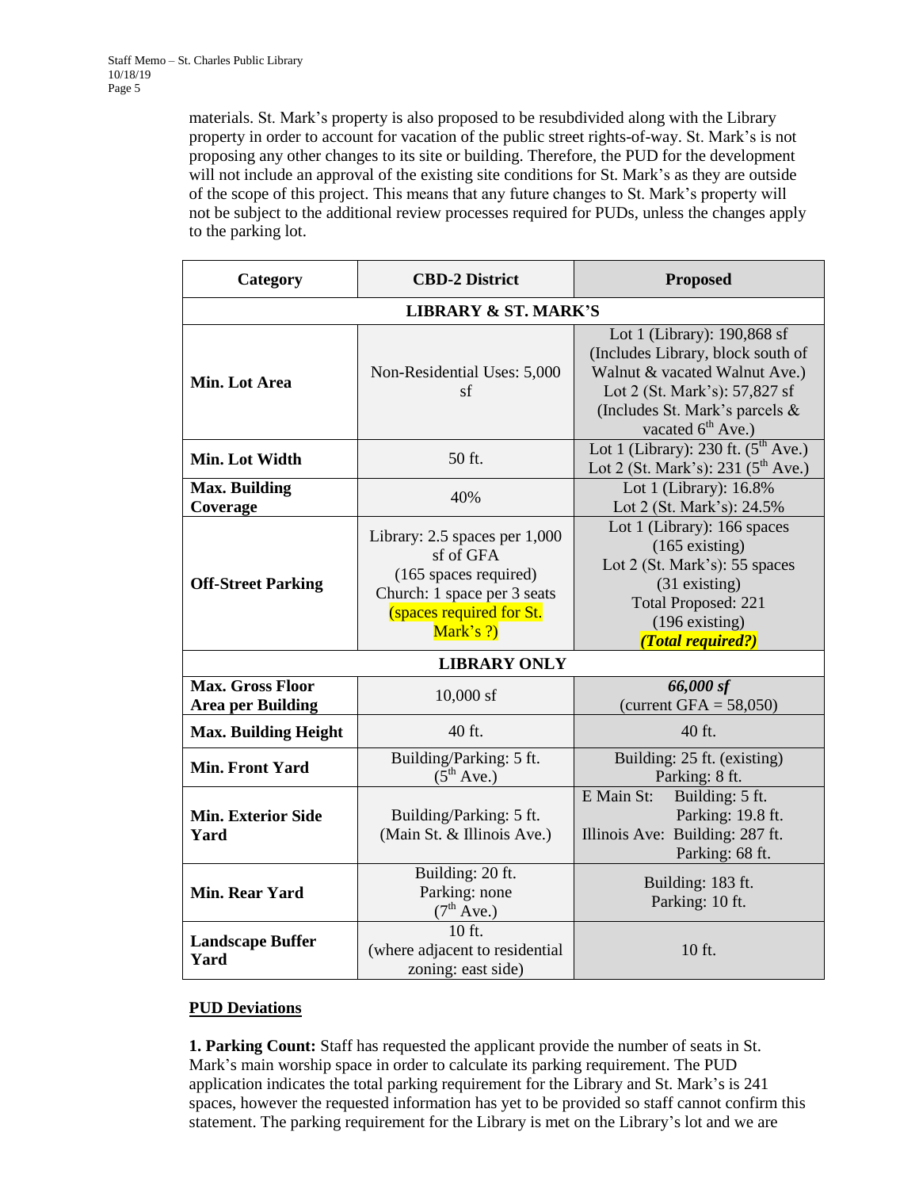materials. St. Mark's property is also proposed to be resubdivided along with the Library property in order to account for vacation of the public street rights-of-way. St. Mark's is not proposing any other changes to its site or building. Therefore, the PUD for the development will not include an approval of the existing site conditions for St. Mark's as they are outside of the scope of this project. This means that any future changes to St. Mark's property will not be subject to the additional review processes required for PUDs, unless the changes apply to the parking lot.

| Category | CBD-2 District | Proposed |
|---|---|---|
| **LIBRARY & ST. MARK'S** | | |
| **Min. Lot Area** | Non-Residential Uses: 5,000 sf | Lot 1 (Library): 190,868 sf (Includes Library, block south of Walnut & vacated Walnut Ave.) Lot 2 (St. Mark's): 57,827 sf (Includes St. Mark's parcels & vacated 6th Ave.) |
| **Min. Lot Width** | 50 ft. | Lot 1 (Library): 230 ft. (5th Ave.) Lot 2 (St. Mark's): 231 (5th Ave.) |
| **Max. Building Coverage** | 40% | Lot 1 (Library): 16.8% Lot 2 (St. Mark's): 24.5% |
| **Off-Street Parking** | Library: 2.5 spaces per 1,000 sf of GFA (165 spaces required) Church: 1 space per 3 seats (spaces required for St. Mark's ?) | Lot 1 (Library): 166 spaces (165 existing) Lot 2 (St. Mark's): 55 spaces (31 existing) Total Proposed: 221 (196 existing) ***(Total required?)*** |
| **LIBRARY ONLY** | | |
| **Max. Gross Floor Area per Building** | 10,000 sf | ***66,000 sf*** (current GFA = 58,050) |
| **Max. Building Height** | 40 ft. | 40 ft. |
| **Min. Front Yard** | Building/Parking: 5 ft. (5th Ave.) | Building: 25 ft. (existing) Parking: 8 ft. |
| **Min. Exterior Side Yard** | Building/Parking: 5 ft. (Main St. & Illinois Ave.) | E Main St: Building: 5 ft. Parking: 19.8 ft. Illinois Ave: Building: 287 ft. Parking: 68 ft. |
| **Min. Rear Yard** | Building: 20 ft. Parking: none (7th Ave.) | Building: 183 ft. Parking: 10 ft. |
| **Landscape Buffer Yard** | 10 ft. (where adjacent to residential zoning: east side) | 10 ft. |

## PUD Deviations

**1. Parking Count:** Staff has requested the applicant provide the number of seats in St. Mark's main worship space in order to calculate its parking requirement. The PUD application indicates the total parking requirement for the Library and St. Mark's is 241 spaces, however the requested information has yet to be provided so staff cannot confirm this statement. The parking requirement for the Library is met on the Library's lot and we are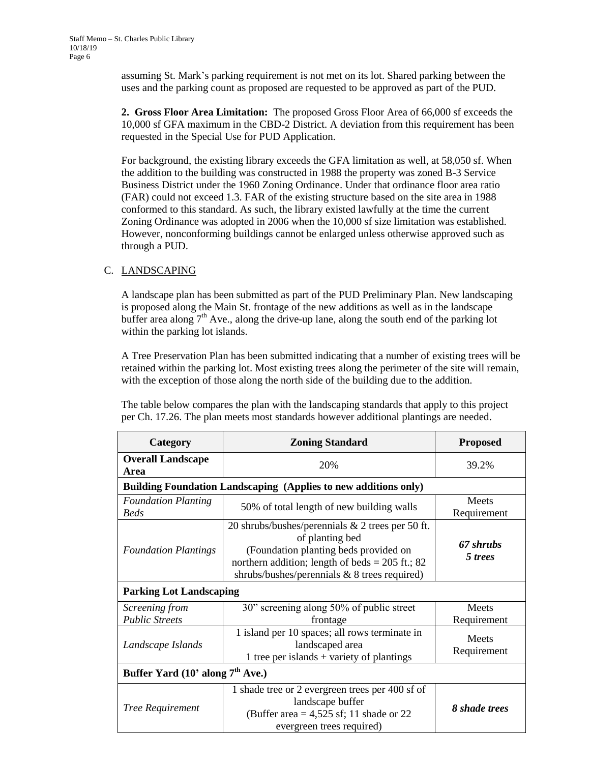assuming St. Mark's parking requirement is not met on its lot. Shared parking between the uses and the parking count as proposed are requested to be approved as part of the PUD.

**2. Gross Floor Area Limitation:** The proposed Gross Floor Area of 66,000 sf exceeds the 10,000 sf GFA maximum in the CBD-2 District. A deviation from this requirement has been requested in the Special Use for PUD Application.

For background, the existing library exceeds the GFA limitation as well, at 58,050 sf. When the addition to the building was constructed in 1988 the property was zoned B-3 Service Business District under the 1960 Zoning Ordinance. Under that ordinance floor area ratio (FAR) could not exceed 1.3. FAR of the existing structure based on the site area in 1988 conformed to this standard. As such, the library existed lawfully at the time the current Zoning Ordinance was adopted in 2006 when the 10,000 sf size limitation was established. However, nonconforming buildings cannot be enlarged unless otherwise approved such as through a PUD.

C. LANDSCAPING

A landscape plan has been submitted as part of the PUD Preliminary Plan. New landscaping is proposed along the Main St. frontage of the new additions as well as in the landscape buffer area along 7th Ave., along the drive-up lane, along the south end of the parking lot within the parking lot islands.

A Tree Preservation Plan has been submitted indicating that a number of existing trees will be retained within the parking lot. Most existing trees along the perimeter of the site will remain, with the exception of those along the north side of the building due to the addition.

The table below compares the plan with the landscaping standards that apply to this project per Ch. 17.26. The plan meets most standards however additional plantings are needed.

| Category | Zoning Standard | Proposed |
|---|---|---|
| **Overall Landscape Area** | 20% | 39.2% |
| **Building Foundation Landscaping (Applies to new additions only)** | | |
| *Foundation Planting Beds* | 50% of total length of new building walls | Meets Requirement |
| *Foundation Plantings* | 20 shrubs/bushes/perennials & 2 trees per 50 ft. of planting bed (Foundation planting beds provided on northern addition; length of beds = 205 ft.; 82 shrubs/bushes/perennials & 8 trees required) | ***67 shrubs 5 trees*** |
| **Parking Lot Landscaping** | | |
| *Screening from Public Streets* | 30" screening along 50% of public street frontage | Meets Requirement |
| *Landscape Islands* | 1 island per 10 spaces; all rows terminate in landscaped area 1 tree per islands + variety of plantings | Meets Requirement |
| **Buffer Yard (10' along 7th Ave.)** | | |
| *Tree Requirement* | 1 shade tree or 2 evergreen trees per 400 sf of landscape buffer (Buffer area = 4,525 sf; 11 shade or 22 evergreen trees required) | ***8 shade trees*** |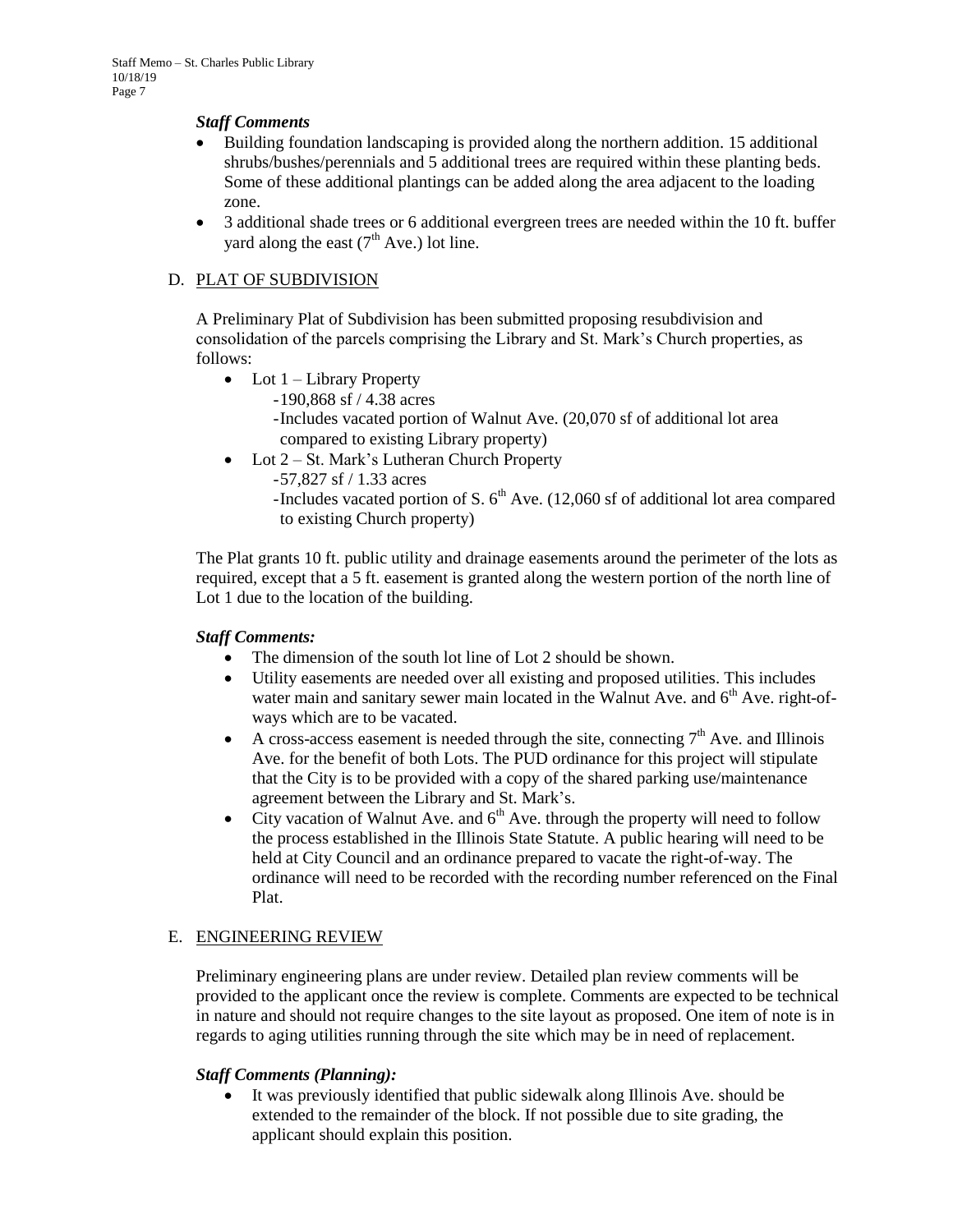***Staff Comments***

- Building foundation landscaping is provided along the northern addition. 15 additional shrubs/bushes/perennials and 5 additional trees are required within these planting beds. Some of these additional plantings can be added along the area adjacent to the loading zone.
- 3 additional shade trees or 6 additional evergreen trees are needed within the 10 ft. buffer yard along the east (7th Ave.) lot line.

D. PLAT OF SUBDIVISION

A Preliminary Plat of Subdivision has been submitted proposing resubdivision and consolidation of the parcels comprising the Library and St. Mark's Church properties, as follows:

- Lot 1 – Library Property
  - 190,868 sf / 4.38 acres
  - Includes vacated portion of Walnut Ave. (20,070 sf of additional lot area compared to existing Library property)
- Lot 2 – St. Mark's Lutheran Church Property
  - 57,827 sf / 1.33 acres
  - Includes vacated portion of S. 6th Ave. (12,060 sf of additional lot area compared to existing Church property)

The Plat grants 10 ft. public utility and drainage easements around the perimeter of the lots as required, except that a 5 ft. easement is granted along the western portion of the north line of Lot 1 due to the location of the building.

***Staff Comments:***

- The dimension of the south lot line of Lot 2 should be shown.
- Utility easements are needed over all existing and proposed utilities. This includes water main and sanitary sewer main located in the Walnut Ave. and 6th Ave. right-of-ways which are to be vacated.
- A cross-access easement is needed through the site, connecting 7th Ave. and Illinois Ave. for the benefit of both Lots. The PUD ordinance for this project will stipulate that the City is to be provided with a copy of the shared parking use/maintenance agreement between the Library and St. Mark's.
- City vacation of Walnut Ave. and 6th Ave. through the property will need to follow the process established in the Illinois State Statute. A public hearing will need to be held at City Council and an ordinance prepared to vacate the right-of-way. The ordinance will need to be recorded with the recording number referenced on the Final Plat.

E. ENGINEERING REVIEW

Preliminary engineering plans are under review. Detailed plan review comments will be provided to the applicant once the review is complete. Comments are expected to be technical in nature and should not require changes to the site layout as proposed. One item of note is in regards to aging utilities running through the site which may be in need of replacement.

***Staff Comments (Planning):***

- It was previously identified that public sidewalk along Illinois Ave. should be extended to the remainder of the block. If not possible due to site grading, the applicant should explain this position.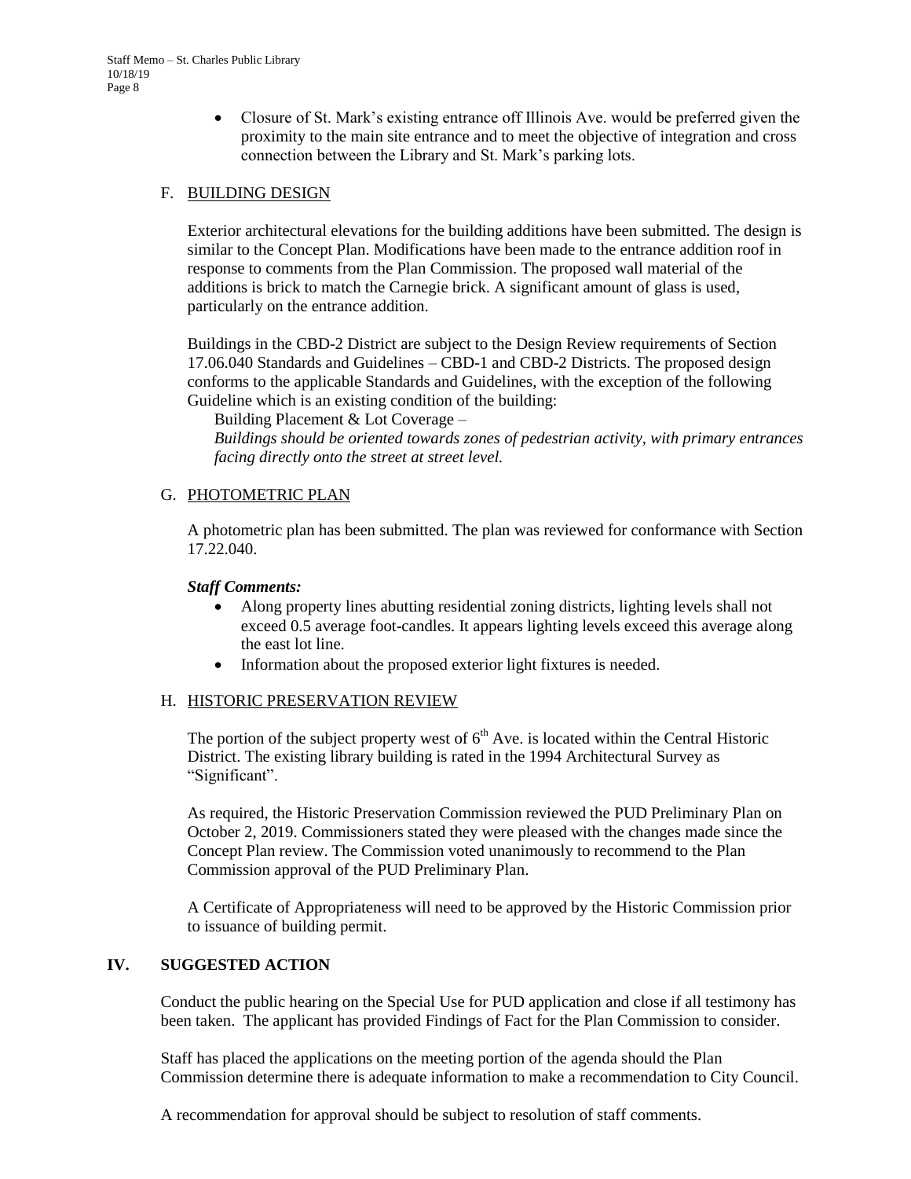- Closure of St. Mark's existing entrance off Illinois Ave. would be preferred given the proximity to the main site entrance and to meet the objective of integration and cross connection between the Library and St. Mark's parking lots.

### F. BUILDING DESIGN

Exterior architectural elevations for the building additions have been submitted. The design is similar to the Concept Plan. Modifications have been made to the entrance addition roof in response to comments from the Plan Commission. The proposed wall material of the additions is brick to match the Carnegie brick. A significant amount of glass is used, particularly on the entrance addition.

Buildings in the CBD-2 District are subject to the Design Review requirements of Section 17.06.040 Standards and Guidelines – CBD-1 and CBD-2 Districts. The proposed design conforms to the applicable Standards and Guidelines, with the exception of the following Guideline which is an existing condition of the building:

Building Placement & Lot Coverage –
*Buildings should be oriented towards zones of pedestrian activity, with primary entrances facing directly onto the street at street level.*

### G. PHOTOMETRIC PLAN

A photometric plan has been submitted. The plan was reviewed for conformance with Section 17.22.040.

***Staff Comments:***

- Along property lines abutting residential zoning districts, lighting levels shall not exceed 0.5 average foot-candles. It appears lighting levels exceed this average along the east lot line.
- Information about the proposed exterior light fixtures is needed.

### H. HISTORIC PRESERVATION REVIEW

The portion of the subject property west of 6th Ave. is located within the Central Historic District. The existing library building is rated in the 1994 Architectural Survey as "Significant".

As required, the Historic Preservation Commission reviewed the PUD Preliminary Plan on October 2, 2019. Commissioners stated they were pleased with the changes made since the Concept Plan review. The Commission voted unanimously to recommend to the Plan Commission approval of the PUD Preliminary Plan.

A Certificate of Appropriateness will need to be approved by the Historic Commission prior to issuance of building permit.

## IV. SUGGESTED ACTION

Conduct the public hearing on the Special Use for PUD application and close if all testimony has been taken. The applicant has provided Findings of Fact for the Plan Commission to consider.

Staff has placed the applications on the meeting portion of the agenda should the Plan Commission determine there is adequate information to make a recommendation to City Council.

A recommendation for approval should be subject to resolution of staff comments.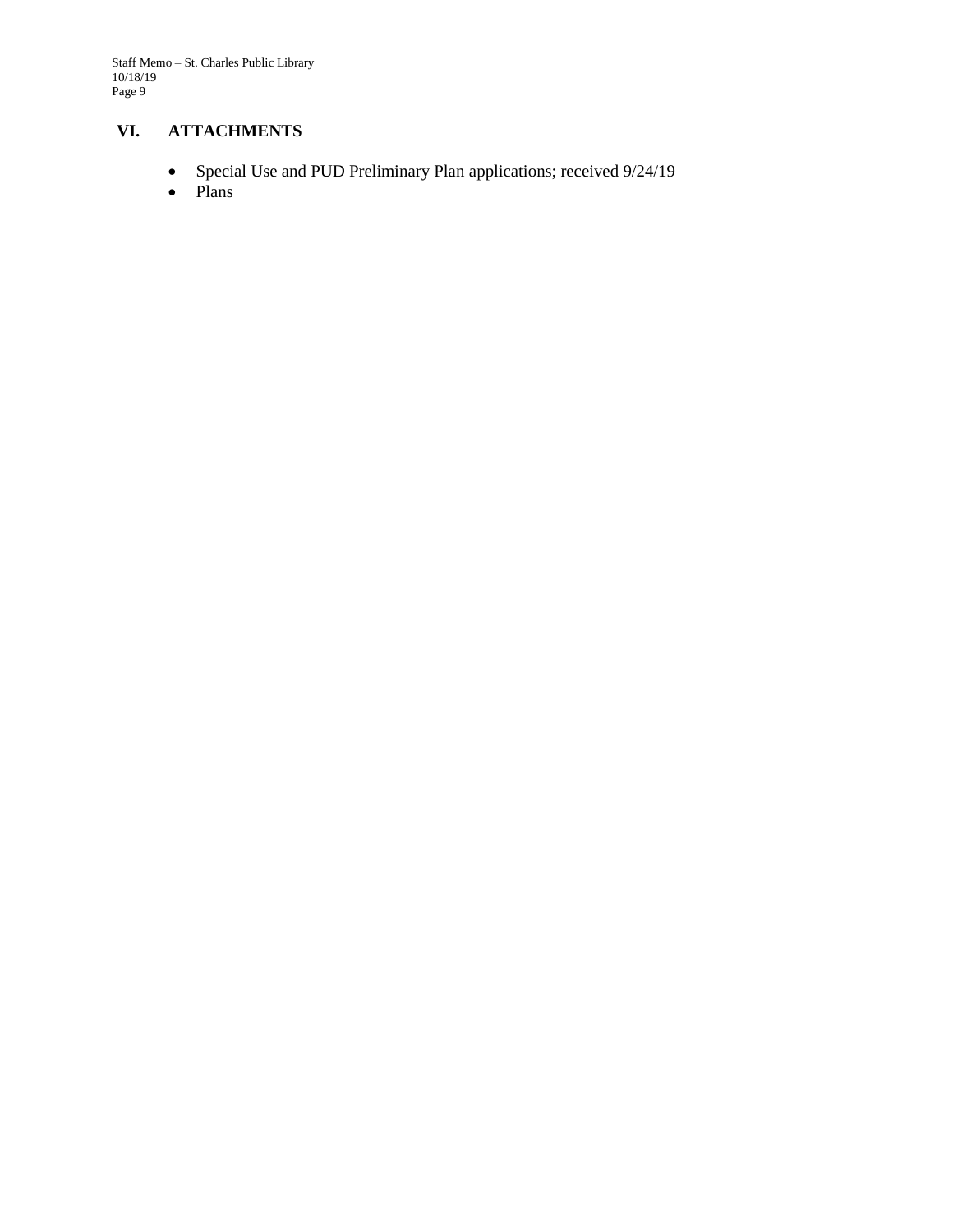## VI. ATTACHMENTS

- Special Use and PUD Preliminary Plan applications; received 9/24/19
- Plans